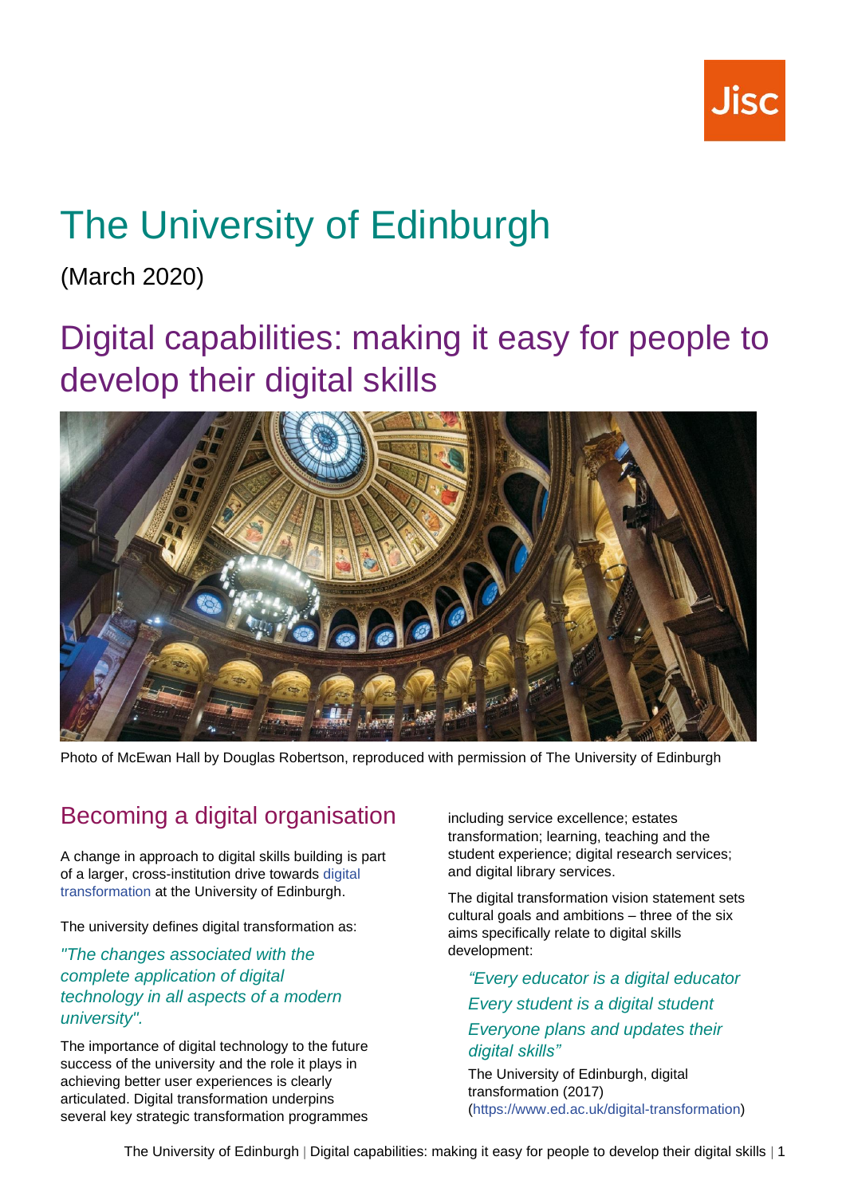# The University of Edinburgh

(March 2020)

## Digital capabilities: making it easy for people to develop their digital skills

Photo of McEwan Hall by Douglas Robertson, reproduced with permission of The University of Edinburgh

### Becoming a digital organisation

A change in approach to digital skills building is part of a larger, cross-institution drive towards digital transformation at the University of Edinburgh.

The university defines digital transformation as:

*"The changes associated with the complete application of digital technology in all aspects of a modern university".*

The importance of digital technology to the future success of the university and the role it plays in achieving better user experiences is clearly articulated. Digital transformation underpins several key strategic transformation programmes including service excellence; estates transformation; learning, teaching and the student experience; digital research services; and digital library services.

The digital transformation vision statement sets cultural goals and ambitions – three of the six aims specifically relate to digital skills development:

> *"Every educator is a digital educator*
>
> *Every student is a digital student*
>
> *Everyone plans and updates their digital skills"*
>
> The University of Edinburgh, digital transformation (2017) (https://www.ed.ac.uk/digital-transformation)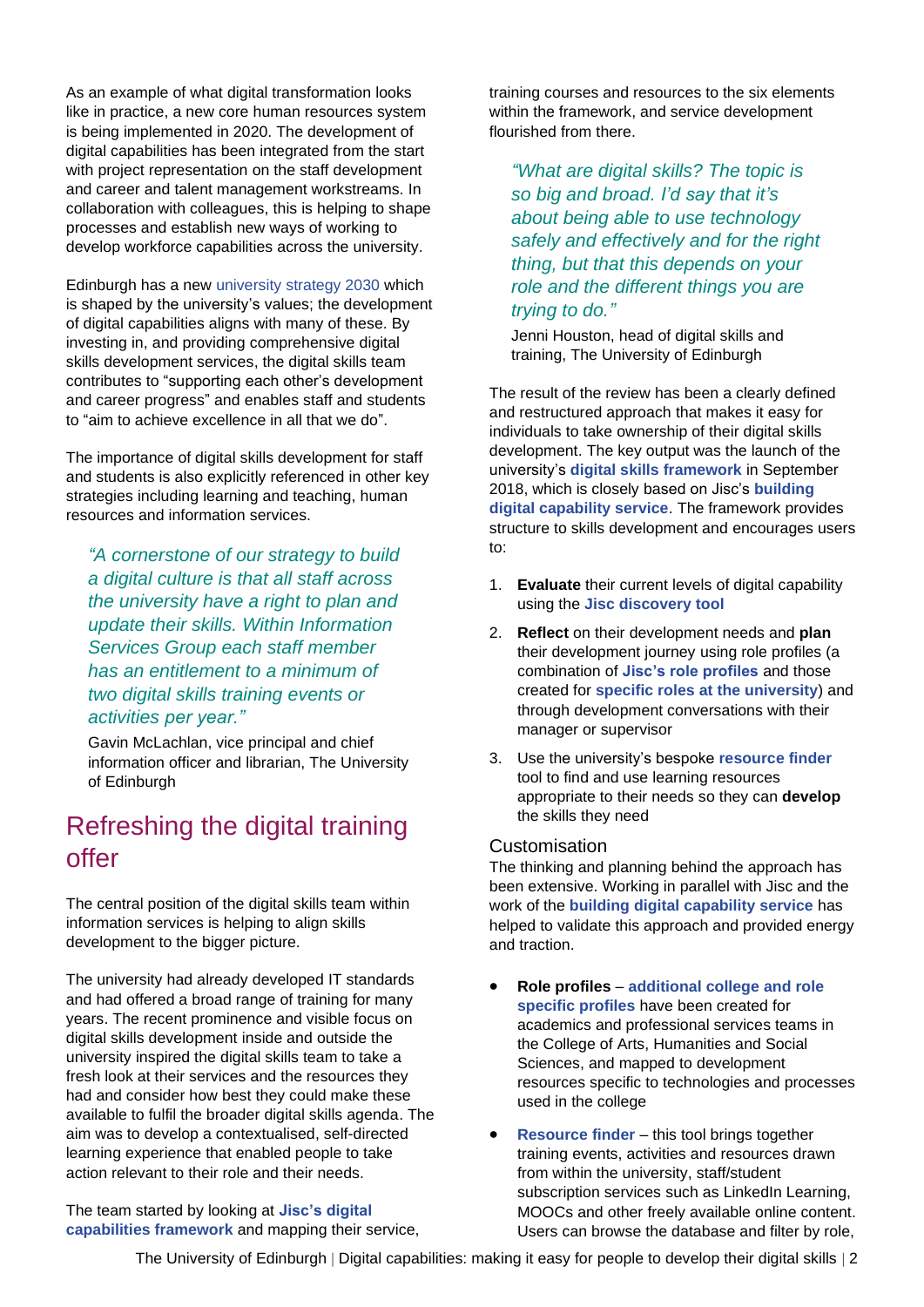As an example of what digital transformation looks like in practice, a new core human resources system is being implemented in 2020. The development of digital capabilities has been integrated from the start with project representation on the staff development and career and talent management workstreams. In collaboration with colleagues, this is helping to shape processes and establish new ways of working to develop workforce capabilities across the university.

Edinburgh has a new university strategy 2030 which is shaped by the university's values; the development of digital capabilities aligns with many of these. By investing in, and providing comprehensive digital skills development services, the digital skills team contributes to "supporting each other's development and career progress" and enables staff and students to "aim to achieve excellence in all that we do".

The importance of digital skills development for staff and students is also explicitly referenced in other key strategies including learning and teaching, human resources and information services.

> *"A cornerstone of our strategy to build a digital culture is that all staff across the university have a right to plan and update their skills. Within Information Services Group each staff member has an entitlement to a minimum of two digital skills training events or activities per year."*
>
> Gavin McLachlan, vice principal and chief information officer and librarian, The University of Edinburgh

## Refreshing the digital training offer

The central position of the digital skills team within information services is helping to align skills development to the bigger picture.

The university had already developed IT standards and had offered a broad range of training for many years. The recent prominence and visible focus on digital skills development inside and outside the university inspired the digital skills team to take a fresh look at their services and the resources they had and consider how best they could make these available to fulfil the broader digital skills agenda. The aim was to develop a contextualised, self-directed learning experience that enabled people to take action relevant to their role and their needs.

The team started by looking at **Jisc's digital capabilities framework** and mapping their service, training courses and resources to the six elements within the framework, and service development flourished from there.

> *"What are digital skills? The topic is so big and broad. I'd say that it's about being able to use technology safely and effectively and for the right thing, but that this depends on your role and the different things you are trying to do."*
>
> Jenni Houston, head of digital skills and training, The University of Edinburgh

The result of the review has been a clearly defined and restructured approach that makes it easy for individuals to take ownership of their digital skills development. The key output was the launch of the university's **digital skills framework** in September 2018, which is closely based on Jisc's **building digital capability service**. The framework provides structure to skills development and encourages users to:

1. **Evaluate** their current levels of digital capability using the **Jisc discovery tool**
2. **Reflect** on their development needs and **plan** their development journey using role profiles (a combination of **Jisc's role profiles** and those created for **specific roles at the university**) and through development conversations with their manager or supervisor
3. Use the university's bespoke **resource finder** tool to find and use learning resources appropriate to their needs so they can **develop** the skills they need

### Customisation

The thinking and planning behind the approach has been extensive. Working in parallel with Jisc and the work of the **building digital capability service** has helped to validate this approach and provided energy and traction.

- **Role profiles** – **additional college and role specific profiles** have been created for academics and professional services teams in the College of Arts, Humanities and Social Sciences, and mapped to development resources specific to technologies and processes used in the college
- **Resource finder** – this tool brings together training events, activities and resources drawn from within the university, staff/student subscription services such as LinkedIn Learning, MOOCs and other freely available online content. Users can browse the database and filter by role,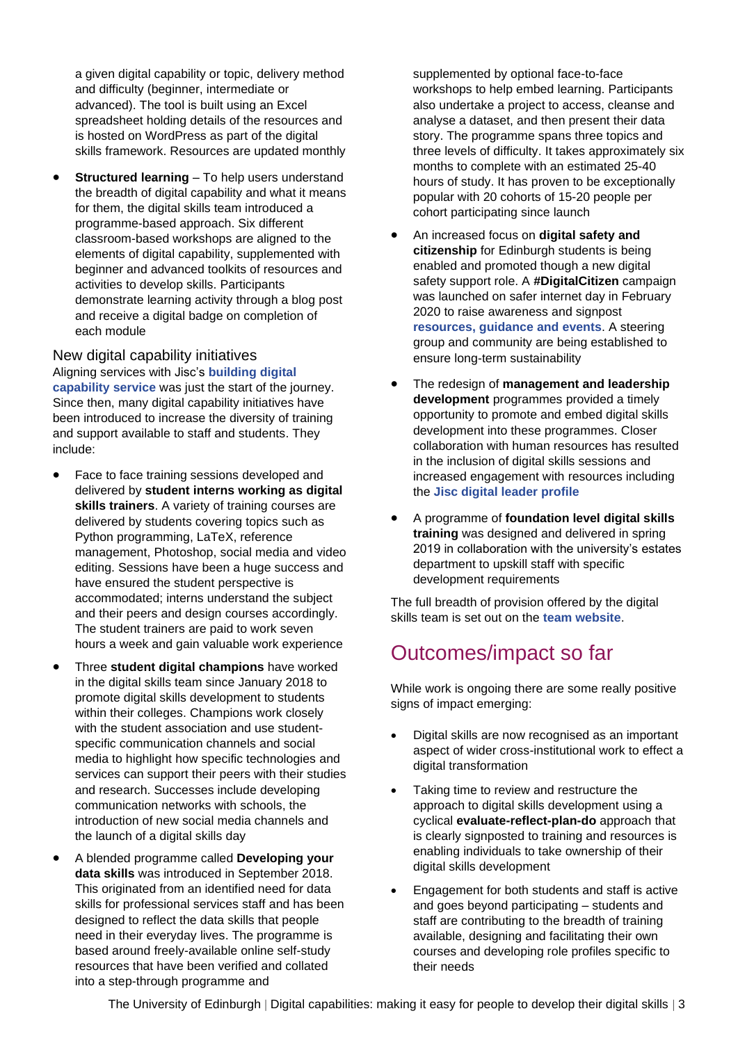a given digital capability or topic, delivery method and difficulty (beginner, intermediate or advanced). The tool is built using an Excel spreadsheet holding details of the resources and is hosted on WordPress as part of the digital skills framework. Resources are updated monthly

- **Structured learning** – To help users understand the breadth of digital capability and what it means for them, the digital skills team introduced a programme-based approach. Six different classroom-based workshops are aligned to the elements of digital capability, supplemented with beginner and advanced toolkits of resources and activities to develop skills. Participants demonstrate learning activity through a blog post and receive a digital badge on completion of each module

### New digital capability initiatives

Aligning services with Jisc's **building digital capability service** was just the start of the journey. Since then, many digital capability initiatives have been introduced to increase the diversity of training and support available to staff and students. They include:

- Face to face training sessions developed and delivered by **student interns working as digital skills trainers**. A variety of training courses are delivered by students covering topics such as Python programming, LaTeX, reference management, Photoshop, social media and video editing. Sessions have been a huge success and have ensured the student perspective is accommodated; interns understand the subject and their peers and design courses accordingly. The student trainers are paid to work seven hours a week and gain valuable work experience
- Three **student digital champions** have worked in the digital skills team since January 2018 to promote digital skills development to students within their colleges. Champions work closely with the student association and use student-specific communication channels and social media to highlight how specific technologies and services can support their peers with their studies and research. Successes include developing communication networks with schools, the introduction of new social media channels and the launch of a digital skills day
- A blended programme called **Developing your data skills** was introduced in September 2018. This originated from an identified need for data skills for professional services staff and has been designed to reflect the data skills that people need in their everyday lives. The programme is based around freely-available online self-study resources that have been verified and collated into a step-through programme and supplemented by optional face-to-face workshops to help embed learning. Participants also undertake a project to access, cleanse and analyse a dataset, and then present their data story. The programme spans three topics and three levels of difficulty. It takes approximately six months to complete with an estimated 25-40 hours of study. It has proven to be exceptionally popular with 20 cohorts of 15-20 people per cohort participating since launch
- An increased focus on **digital safety and citizenship** for Edinburgh students is being enabled and promoted though a new digital safety support role. A **#DigitalCitizen** campaign was launched on safer internet day in February 2020 to raise awareness and signpost **resources, guidance and events**. A steering group and community are being established to ensure long-term sustainability
- The redesign of **management and leadership development** programmes provided a timely opportunity to promote and embed digital skills development into these programmes. Closer collaboration with human resources has resulted in the inclusion of digital skills sessions and increased engagement with resources including the **Jisc digital leader profile**
- A programme of **foundation level digital skills training** was designed and delivered in spring 2019 in collaboration with the university's estates department to upskill staff with specific development requirements

The full breadth of provision offered by the digital skills team is set out on the **team website**.

## Outcomes/impact so far

While work is ongoing there are some really positive signs of impact emerging:

- Digital skills are now recognised as an important aspect of wider cross-institutional work to effect a digital transformation
- Taking time to review and restructure the approach to digital skills development using a cyclical **evaluate-reflect-plan-do** approach that is clearly signposted to training and resources is enabling individuals to take ownership of their digital skills development
- Engagement for both students and staff is active and goes beyond participating – students and staff are contributing to the breadth of training available, designing and facilitating their own courses and developing role profiles specific to their needs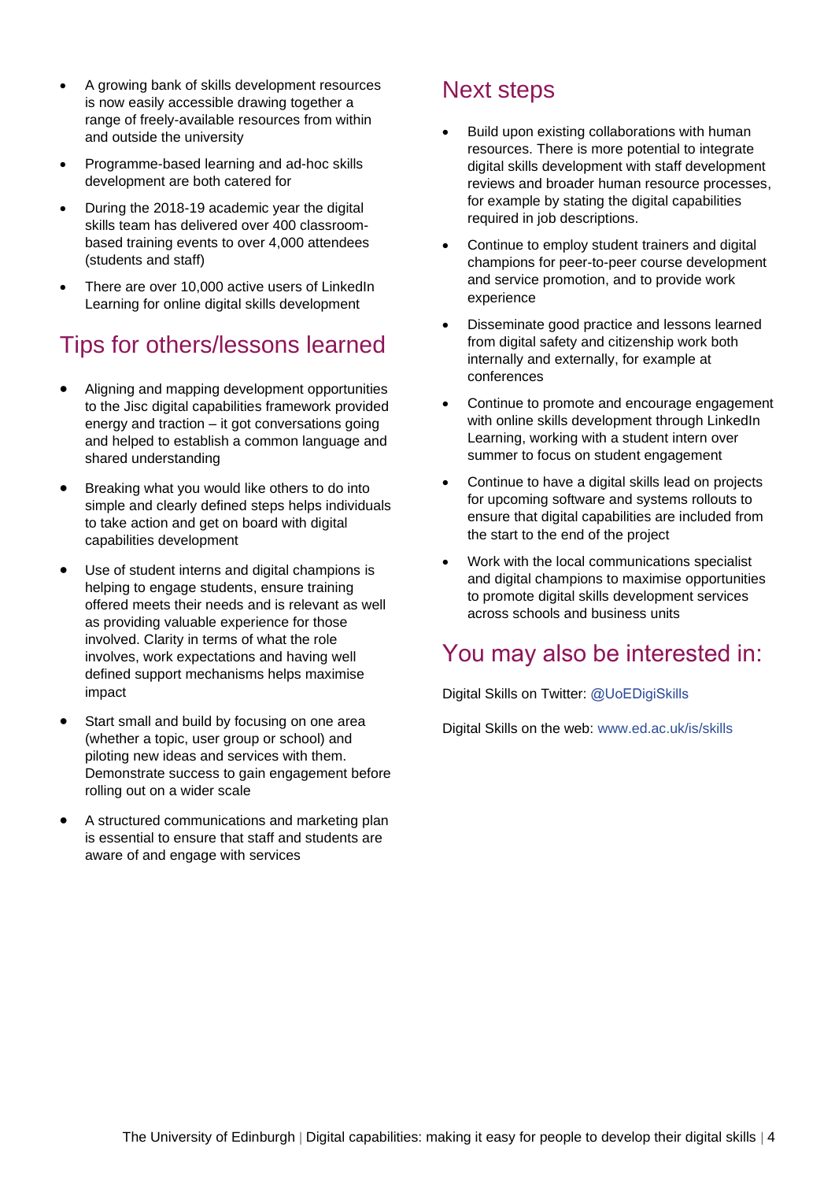- A growing bank of skills development resources is now easily accessible drawing together a range of freely-available resources from within and outside the university
- Programme-based learning and ad-hoc skills development are both catered for
- During the 2018-19 academic year the digital skills team has delivered over 400 classroom-based training events to over 4,000 attendees (students and staff)
- There are over 10,000 active users of LinkedIn Learning for online digital skills development

## Tips for others/lessons learned

- Aligning and mapping development opportunities to the Jisc digital capabilities framework provided energy and traction – it got conversations going and helped to establish a common language and shared understanding
- Breaking what you would like others to do into simple and clearly defined steps helps individuals to take action and get on board with digital capabilities development
- Use of student interns and digital champions is helping to engage students, ensure training offered meets their needs and is relevant as well as providing valuable experience for those involved. Clarity in terms of what the role involves, work expectations and having well defined support mechanisms helps maximise impact
- Start small and build by focusing on one area (whether a topic, user group or school) and piloting new ideas and services with them. Demonstrate success to gain engagement before rolling out on a wider scale
- A structured communications and marketing plan is essential to ensure that staff and students are aware of and engage with services

## Next steps

- Build upon existing collaborations with human resources. There is more potential to integrate digital skills development with staff development reviews and broader human resource processes, for example by stating the digital capabilities required in job descriptions.
- Continue to employ student trainers and digital champions for peer-to-peer course development and service promotion, and to provide work experience
- Disseminate good practice and lessons learned from digital safety and citizenship work both internally and externally, for example at conferences
- Continue to promote and encourage engagement with online skills development through LinkedIn Learning, working with a student intern over summer to focus on student engagement
- Continue to have a digital skills lead on projects for upcoming software and systems rollouts to ensure that digital capabilities are included from the start to the end of the project
- Work with the local communications specialist and digital champions to maximise opportunities to promote digital skills development services across schools and business units

## You may also be interested in:

Digital Skills on Twitter: @UoEDigiSkills

Digital Skills on the web: www.ed.ac.uk/is/skills